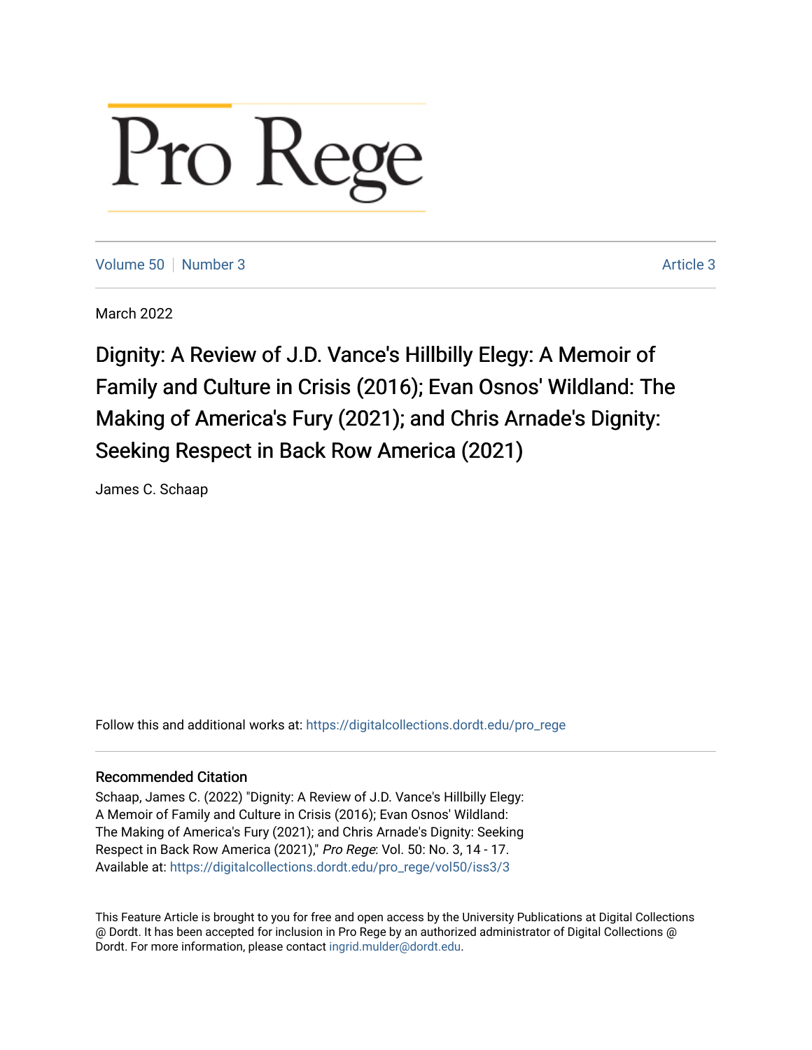# Pro Rege

Volume 50 | Number 3 | Article 3

March 2022

## Dignity: A Review of J.D. Vance's Hillbilly Elegy: A Memoir of Family and Culture in Crisis (2016); Evan Osnos' Wildland: The Making of America's Fury (2021); and Chris Arnade's Dignity: Seeking Respect in Back Row America (2021)

James C. Schaap

Follow this and additional works at: https://digitalcollections.dordt.edu/pro_rege

### Recommended Citation

Schaap, James C. (2022) "Dignity: A Review of J.D. Vance's Hillbilly Elegy: A Memoir of Family and Culture in Crisis (2016); Evan Osnos' Wildland: The Making of America's Fury (2021); and Chris Arnade's Dignity: Seeking Respect in Back Row America (2021)," *Pro Rege*: Vol. 50: No. 3, 14 - 17.
Available at: https://digitalcollections.dordt.edu/pro_rege/vol50/iss3/3

This Feature Article is brought to you for free and open access by the University Publications at Digital Collections @ Dordt. It has been accepted for inclusion in Pro Rege by an authorized administrator of Digital Collections @ Dordt. For more information, please contact ingrid.mulder@dordt.edu.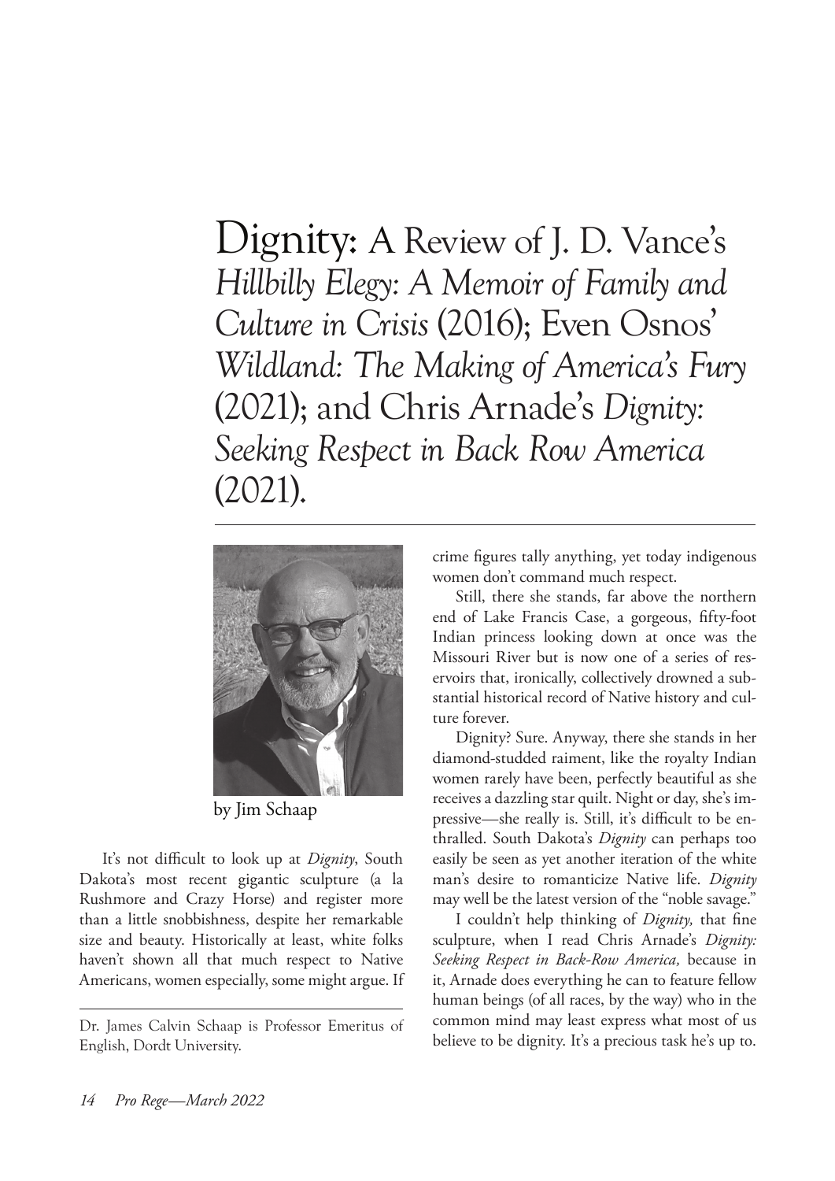# Dignity: A Review of J. D. Vance's *Hillbilly Elegy: A Memoir of Family and Culture in Crisis* (2016); Even Osnos' *Wildland: The Making of America's Fury* (2021); and Chris Arnade's *Dignity: Seeking Respect in Back Row America* (2021).

by Jim Schaap

It's not difficult to look up at *Dignity*, South Dakota's most recent gigantic sculpture (a la Rushmore and Crazy Horse) and register more than a little snobbishness, despite her remarkable size and beauty. Historically at least, white folks haven't shown all that much respect to Native Americans, women especially, some might argue. If crime figures tally anything, yet today indigenous women don't command much respect.

Still, there she stands, far above the northern end of Lake Francis Case, a gorgeous, fifty-foot Indian princess looking down at once was the Missouri River but is now one of a series of reservoirs that, ironically, collectively drowned a substantial historical record of Native history and culture forever.

Dignity? Sure. Anyway, there she stands in her diamond-studded raiment, like the royalty Indian women rarely have been, perfectly beautiful as she receives a dazzling star quilt. Night or day, she's impressive—she really is. Still, it's difficult to be enthralled. South Dakota's *Dignity* can perhaps too easily be seen as yet another iteration of the white man's desire to romanticize Native life. *Dignity* may well be the latest version of the "noble savage."

I couldn't help thinking of *Dignity,* that fine sculpture, when I read Chris Arnade's *Dignity: Seeking Respect in Back-Row America,* because in it, Arnade does everything he can to feature fellow human beings (of all races, by the way) who in the common mind may least express what most of us believe to be dignity. It's a precious task he's up to.

Dr. James Calvin Schaap is Professor Emeritus of English, Dordt University.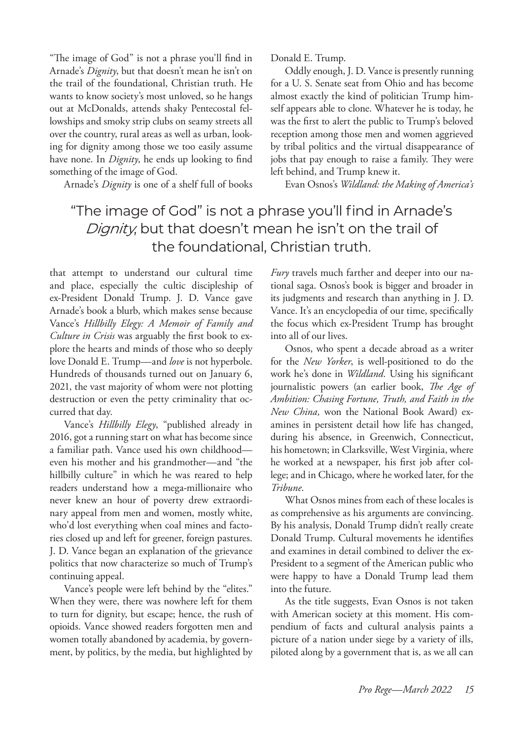"The image of God" is not a phrase you'll find in Arnade's *Dignity*, but that doesn't mean he isn't on the trail of the foundational, Christian truth. He wants to know society's most unloved, so he hangs out at McDonalds, attends shaky Pentecostal fellowships and smoky strip clubs on seamy streets all over the country, rural areas as well as urban, looking for dignity among those we too easily assume have none. In *Dignity*, he ends up looking to find something of the image of God.

Arnade's *Dignity* is one of a shelf full of books that attempt to understand our cultural time and place, especially the cultic discipleship of ex-President Donald Trump. J. D. Vance gave Arnade's book a blurb, which makes sense because Vance's *Hillbilly Elegy: A Memoir of Family and Culture in Crisis* was arguably the first book to explore the hearts and minds of those who so deeply love Donald E. Trump—and *love* is not hyperbole. Hundreds of thousands turned out on January 6, 2021, the vast majority of whom were not plotting destruction or even the petty criminality that occurred that day.

> "The image of God" is not a phrase you'll find in Arnade's *Dignity*, but that doesn't mean he isn't on the trail of the foundational, Christian truth.

Vance's *Hillbilly Elegy*, "published already in 2016, got a running start on what has become since a familiar path. Vance used his own childhood—even his mother and his grandmother—and "the hillbilly culture" in which he was reared to help readers understand how a mega-millionaire who never knew an hour of poverty drew extraordinary appeal from men and women, mostly white, who'd lost everything when coal mines and factories closed up and left for greener, foreign pastures. J. D. Vance began an explanation of the grievance politics that now characterize so much of Trump's continuing appeal.

Vance's people were left behind by the "elites." When they were, there was nowhere left for them to turn for dignity, but escape; hence, the rush of opioids. Vance showed readers forgotten men and women totally abandoned by academia, by government, by politics, by the media, but highlighted by Donald E. Trump.

Oddly enough, J. D. Vance is presently running for a U. S. Senate seat from Ohio and has become almost exactly the kind of politician Trump himself appears able to clone. Whatever he is today, he was the first to alert the public to Trump's beloved reception among those men and women aggrieved by tribal politics and the virtual disappearance of jobs that pay enough to raise a family. They were left behind, and Trump knew it.

Evan Osnos's *Wildland: the Making of America's Fury* travels much farther and deeper into our national saga. Osnos's book is bigger and broader in its judgments and research than anything in J. D. Vance. It's an encyclopedia of our time, specifically the focus which ex-President Trump has brought into all of our lives.

Osnos, who spent a decade abroad as a writer for the *New Yorker*, is well-positioned to do the work he's done in *Wildland.* Using his significant journalistic powers (an earlier book, *The Age of Ambition: Chasing Fortune, Truth, and Faith in the New China,* won the National Book Award) examines in persistent detail how life has changed, during his absence, in Greenwich, Connecticut, his hometown; in Clarksville, West Virginia, where he worked at a newspaper, his first job after college; and in Chicago, where he worked later, for the *Tribune*.

What Osnos mines from each of these locales is as comprehensive as his arguments are convincing. By his analysis, Donald Trump didn't really create Donald Trump. Cultural movements he identifies and examines in detail combined to deliver the ex-President to a segment of the American public who were happy to have a Donald Trump lead them into the future.

As the title suggests, Evan Osnos is not taken with American society at this moment. His compendium of facts and cultural analysis paints a picture of a nation under siege by a variety of ills, piloted along by a government that is, as we all can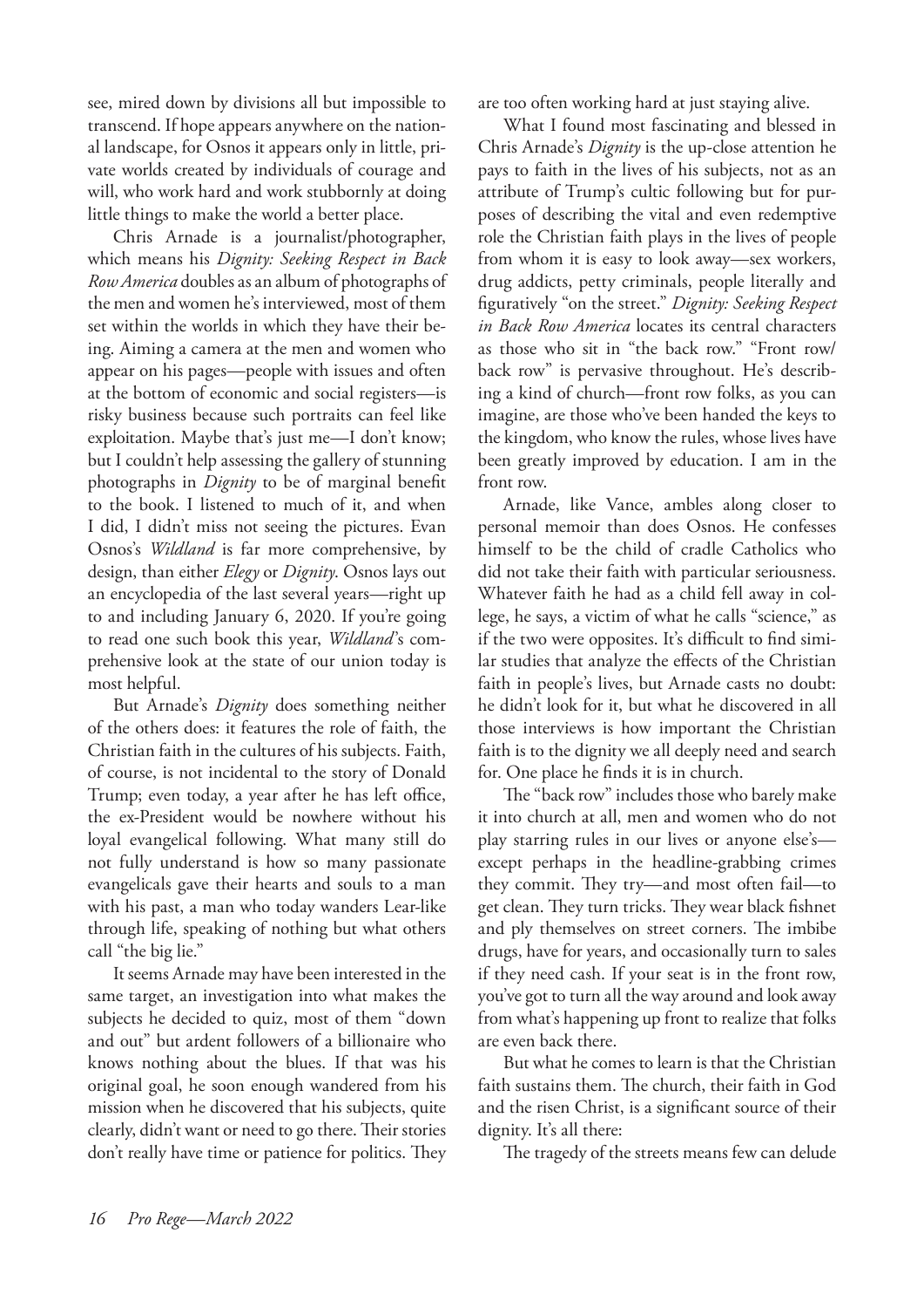see, mired down by divisions all but impossible to transcend. If hope appears anywhere on the national landscape, for Osnos it appears only in little, private worlds created by individuals of courage and will, who work hard and work stubbornly at doing little things to make the world a better place.

Chris Arnade is a journalist/photographer, which means his *Dignity: Seeking Respect in Back Row America* doubles as an album of photographs of the men and women he's interviewed, most of them set within the worlds in which they have their being. Aiming a camera at the men and women who appear on his pages—people with issues and often at the bottom of economic and social registers—is risky business because such portraits can feel like exploitation. Maybe that's just me—I don't know; but I couldn't help assessing the gallery of stunning photographs in *Dignity* to be of marginal benefit to the book. I listened to much of it, and when I did, I didn't miss not seeing the pictures. Evan Osnos's *Wildland* is far more comprehensive, by design, than either *Elegy* or *Dignity*. Osnos lays out an encyclopedia of the last several years—right up to and including January 6, 2020. If you're going to read one such book this year, *Wildland*'s comprehensive look at the state of our union today is most helpful.

But Arnade's *Dignity* does something neither of the others does: it features the role of faith, the Christian faith in the cultures of his subjects. Faith, of course, is not incidental to the story of Donald Trump; even today, a year after he has left office, the ex-President would be nowhere without his loyal evangelical following. What many still do not fully understand is how so many passionate evangelicals gave their hearts and souls to a man with his past, a man who today wanders Lear-like through life, speaking of nothing but what others call "the big lie."

It seems Arnade may have been interested in the same target, an investigation into what makes the subjects he decided to quiz, most of them "down and out" but ardent followers of a billionaire who knows nothing about the blues. If that was his original goal, he soon enough wandered from his mission when he discovered that his subjects, quite clearly, didn't want or need to go there. Their stories don't really have time or patience for politics. They are too often working hard at just staying alive.

What I found most fascinating and blessed in Chris Arnade's *Dignity* is the up-close attention he pays to faith in the lives of his subjects, not as an attribute of Trump's cultic following but for purposes of describing the vital and even redemptive role the Christian faith plays in the lives of people from whom it is easy to look away—sex workers, drug addicts, petty criminals, people literally and figuratively "on the street." *Dignity: Seeking Respect in Back Row America* locates its central characters as those who sit in "the back row." "Front row/back row" is pervasive throughout. He's describing a kind of church—front row folks, as you can imagine, are those who've been handed the keys to the kingdom, who know the rules, whose lives have been greatly improved by education. I am in the front row.

Arnade, like Vance, ambles along closer to personal memoir than does Osnos. He confesses himself to be the child of cradle Catholics who did not take their faith with particular seriousness. Whatever faith he had as a child fell away in college, he says, a victim of what he calls "science," as if the two were opposites. It's difficult to find similar studies that analyze the effects of the Christian faith in people's lives, but Arnade casts no doubt: he didn't look for it, but what he discovered in all those interviews is how important the Christian faith is to the dignity we all deeply need and search for. One place he finds it is in church.

The "back row" includes those who barely make it into church at all, men and women who do not play starring rules in our lives or anyone else's—except perhaps in the headline-grabbing crimes they commit. They try—and most often fail—to get clean. They turn tricks. They wear black fishnet and ply themselves on street corners. The imbibe drugs, have for years, and occasionally turn to sales if they need cash. If your seat is in the front row, you've got to turn all the way around and look away from what's happening up front to realize that folks are even back there.

But what he comes to learn is that the Christian faith sustains them. The church, their faith in God and the risen Christ, is a significant source of their dignity. It's all there:

The tragedy of the streets means few can delude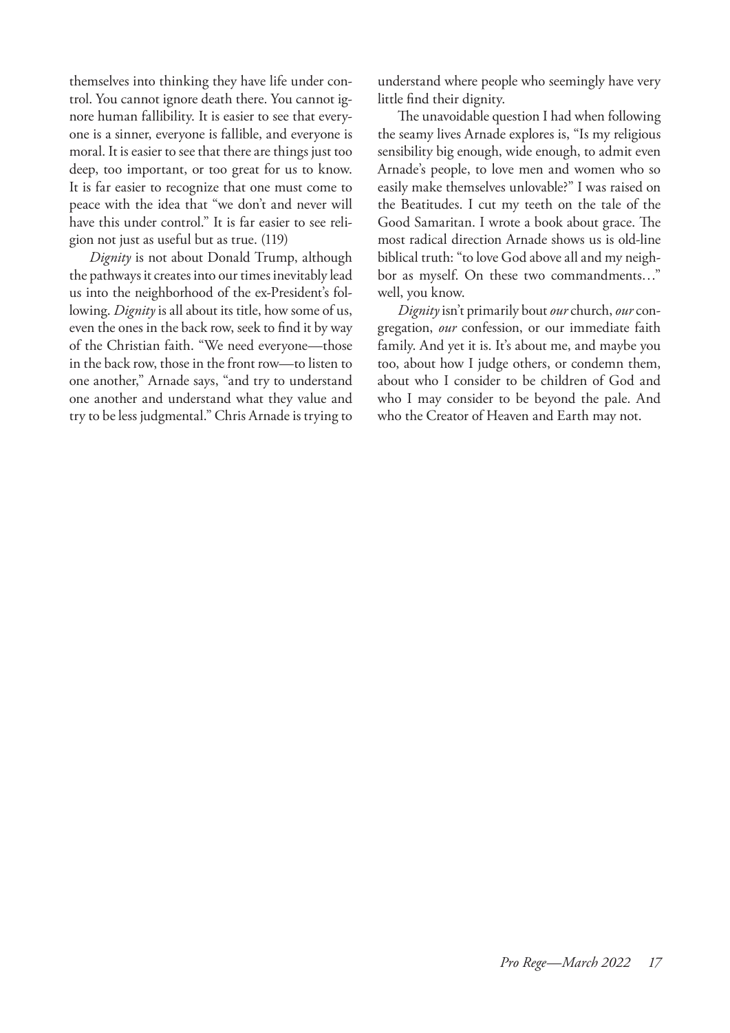themselves into thinking they have life under control. You cannot ignore death there. You cannot ignore human fallibility. It is easier to see that everyone is a sinner, everyone is fallible, and everyone is moral. It is easier to see that there are things just too deep, too important, or too great for us to know. It is far easier to recognize that one must come to peace with the idea that "we don't and never will have this under control." It is far easier to see religion not just as useful but as true. (119)

*Dignity* is not about Donald Trump, although the pathways it creates into our times inevitably lead us into the neighborhood of the ex-President's following. *Dignity* is all about its title, how some of us, even the ones in the back row, seek to find it by way of the Christian faith. "We need everyone—those in the back row, those in the front row—to listen to one another," Arnade says, "and try to understand one another and understand what they value and try to be less judgmental." Chris Arnade is trying to understand where people who seemingly have very little find their dignity.

The unavoidable question I had when following the seamy lives Arnade explores is, "Is my religious sensibility big enough, wide enough, to admit even Arnade's people, to love men and women who so easily make themselves unlovable?" I was raised on the Beatitudes. I cut my teeth on the tale of the Good Samaritan. I wrote a book about grace. The most radical direction Arnade shows us is old-line biblical truth: "to love God above all and my neighbor as myself. On these two commandments…" well, you know.

*Dignity* isn't primarily bout *our* church, *our* congregation, *our* confession, or our immediate faith family. And yet it is. It's about me, and maybe you too, about how I judge others, or condemn them, about who I consider to be children of God and who I may consider to be beyond the pale. And who the Creator of Heaven and Earth may not.